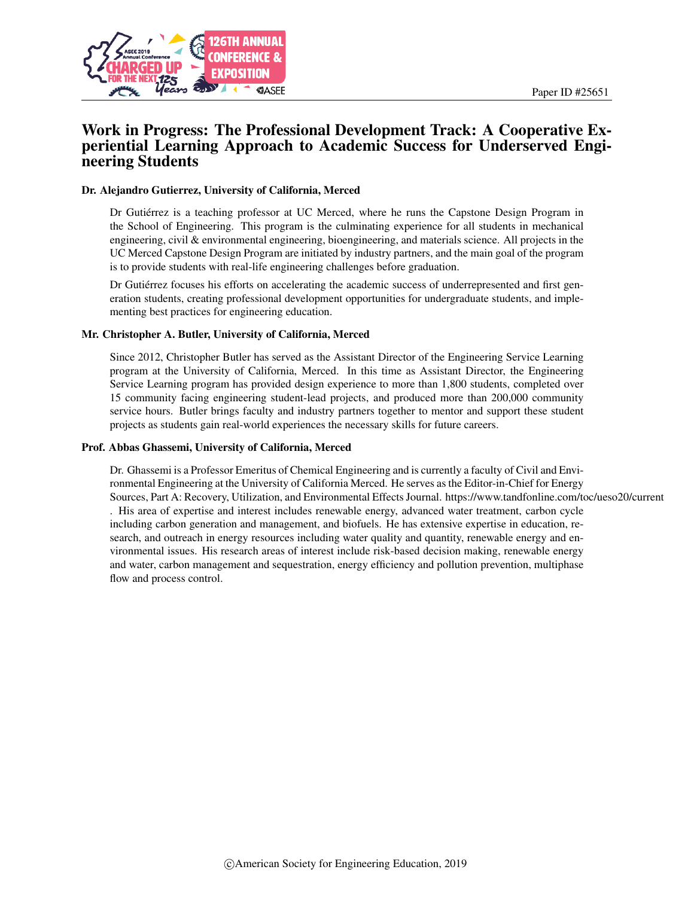Paper ID #25651

# Work in Progress: The Professional Development Track: A Cooperative Experiential Learning Approach to Academic Success for Underserved Engineering Students

**Dr. Alejandro Gutierrez, University of California, Merced**

Dr Gutiérrez is a teaching professor at UC Merced, where he runs the Capstone Design Program in the School of Engineering. This program is the culminating experience for all students in mechanical engineering, civil & environmental engineering, bioengineering, and materials science. All projects in the UC Merced Capstone Design Program are initiated by industry partners, and the main goal of the program is to provide students with real-life engineering challenges before graduation.

Dr Gutiérrez focuses his efforts on accelerating the academic success of underrepresented and first generation students, creating professional development opportunities for undergraduate students, and implementing best practices for engineering education.

**Mr. Christopher A. Butler, University of California, Merced**

Since 2012, Christopher Butler has served as the Assistant Director of the Engineering Service Learning program at the University of California, Merced. In this time as Assistant Director, the Engineering Service Learning program has provided design experience to more than 1,800 students, completed over 15 community facing engineering student-lead projects, and produced more than 200,000 community service hours. Butler brings faculty and industry partners together to mentor and support these student projects as students gain real-world experiences the necessary skills for future careers.

**Prof. Abbas Ghassemi, University of California, Merced**

Dr. Ghassemi is a Professor Emeritus of Chemical Engineering and is currently a faculty of Civil and Environmental Engineering at the University of California Merced. He serves as the Editor-in-Chief for Energy Sources, Part A: Recovery, Utilization, and Environmental Effects Journal. https://www.tandfonline.com/toc/ueso20/current . His area of expertise and interest includes renewable energy, advanced water treatment, carbon cycle including carbon generation and management, and biofuels. He has extensive expertise in education, research, and outreach in energy resources including water quality and quantity, renewable energy and environmental issues. His research areas of interest include risk-based decision making, renewable energy and water, carbon management and sequestration, energy efficiency and pollution prevention, multiphase flow and process control.

©American Society for Engineering Education, 2019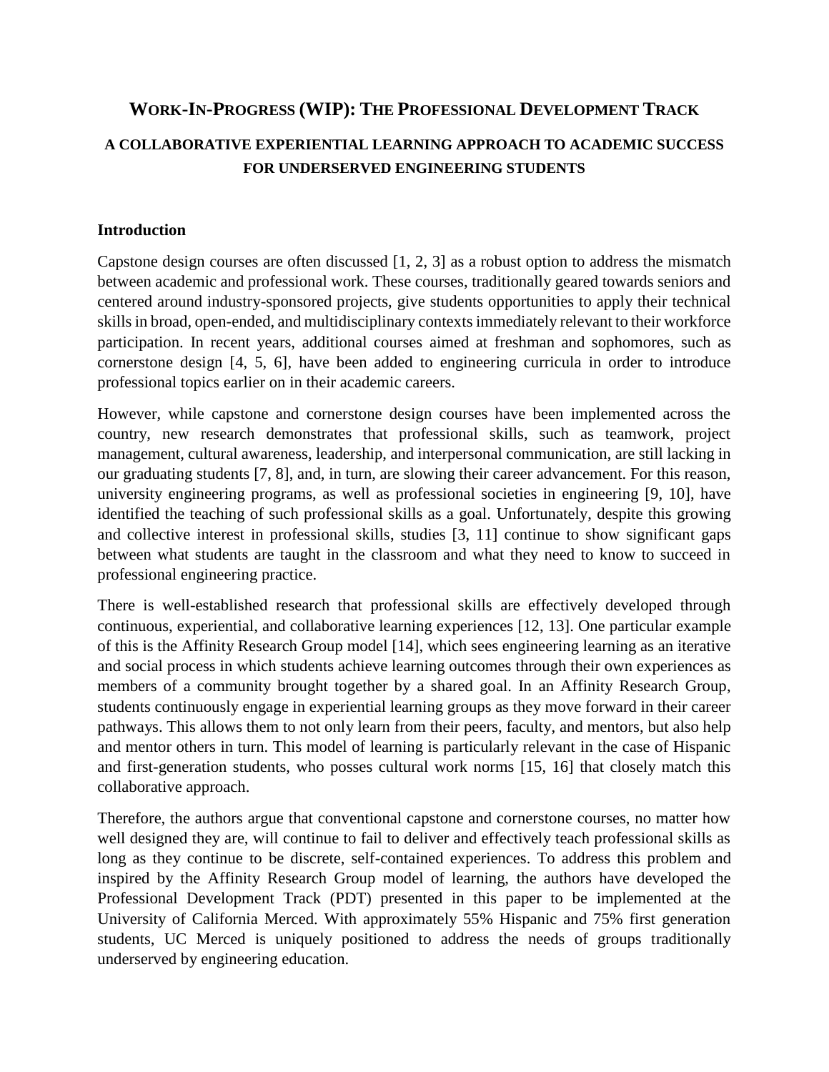# WORK-IN-PROGRESS (WIP): THE PROFESSIONAL DEVELOPMENT TRACK

## A COLLABORATIVE EXPERIENTIAL LEARNING APPROACH TO ACADEMIC SUCCESS FOR UNDERSERVED ENGINEERING STUDENTS

### Introduction

Capstone design courses are often discussed [1, 2, 3] as a robust option to address the mismatch between academic and professional work. These courses, traditionally geared towards seniors and centered around industry-sponsored projects, give students opportunities to apply their technical skills in broad, open-ended, and multidisciplinary contexts immediately relevant to their workforce participation. In recent years, additional courses aimed at freshman and sophomores, such as cornerstone design [4, 5, 6], have been added to engineering curricula in order to introduce professional topics earlier on in their academic careers.

However, while capstone and cornerstone design courses have been implemented across the country, new research demonstrates that professional skills, such as teamwork, project management, cultural awareness, leadership, and interpersonal communication, are still lacking in our graduating students [7, 8], and, in turn, are slowing their career advancement. For this reason, university engineering programs, as well as professional societies in engineering [9, 10], have identified the teaching of such professional skills as a goal. Unfortunately, despite this growing and collective interest in professional skills, studies [3, 11] continue to show significant gaps between what students are taught in the classroom and what they need to know to succeed in professional engineering practice.

There is well-established research that professional skills are effectively developed through continuous, experiential, and collaborative learning experiences [12, 13]. One particular example of this is the Affinity Research Group model [14], which sees engineering learning as an iterative and social process in which students achieve learning outcomes through their own experiences as members of a community brought together by a shared goal. In an Affinity Research Group, students continuously engage in experiential learning groups as they move forward in their career pathways. This allows them to not only learn from their peers, faculty, and mentors, but also help and mentor others in turn. This model of learning is particularly relevant in the case of Hispanic and first-generation students, who posses cultural work norms [15, 16] that closely match this collaborative approach.

Therefore, the authors argue that conventional capstone and cornerstone courses, no matter how well designed they are, will continue to fail to deliver and effectively teach professional skills as long as they continue to be discrete, self-contained experiences. To address this problem and inspired by the Affinity Research Group model of learning, the authors have developed the Professional Development Track (PDT) presented in this paper to be implemented at the University of California Merced. With approximately 55% Hispanic and 75% first generation students, UC Merced is uniquely positioned to address the needs of groups traditionally underserved by engineering education.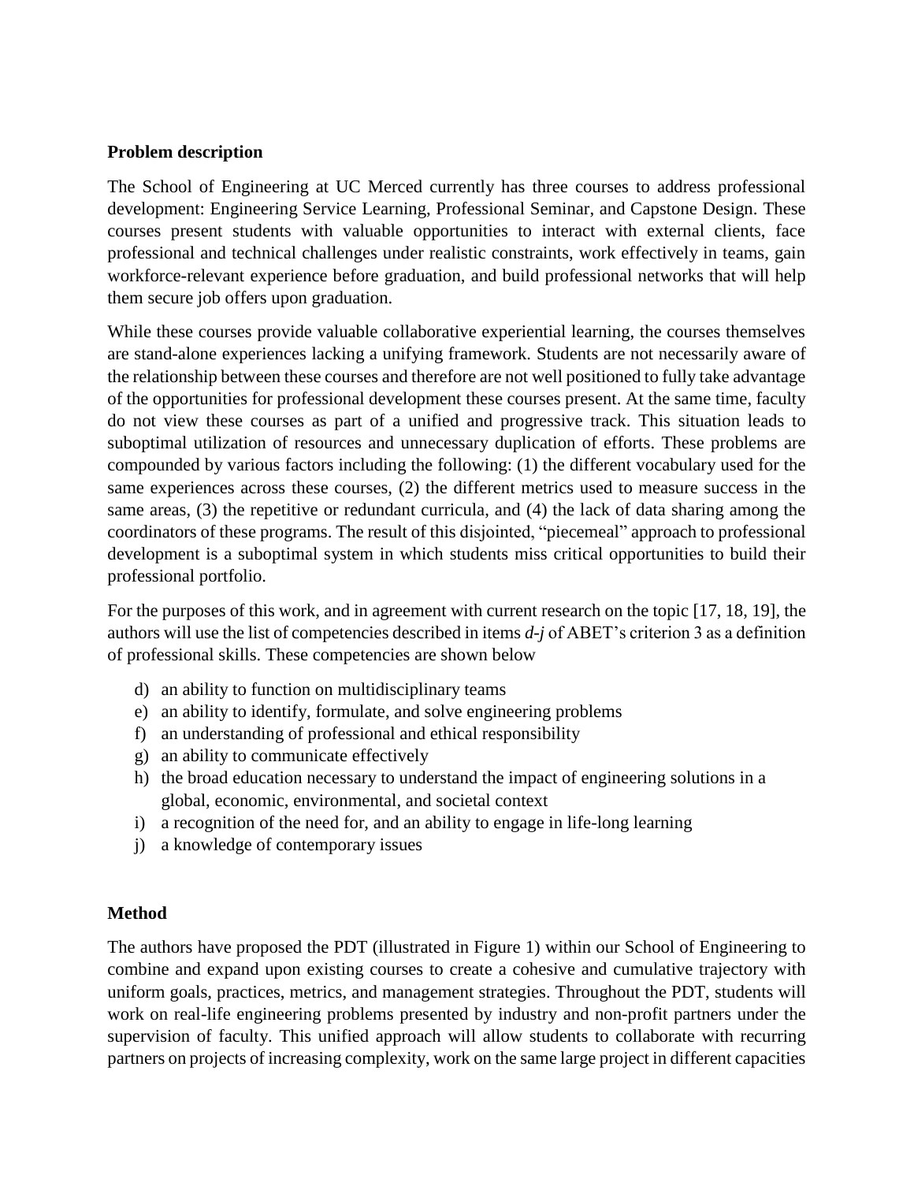**Problem description**

The School of Engineering at UC Merced currently has three courses to address professional development: Engineering Service Learning, Professional Seminar, and Capstone Design. These courses present students with valuable opportunities to interact with external clients, face professional and technical challenges under realistic constraints, work effectively in teams, gain workforce-relevant experience before graduation, and build professional networks that will help them secure job offers upon graduation.

While these courses provide valuable collaborative experiential learning, the courses themselves are stand-alone experiences lacking a unifying framework. Students are not necessarily aware of the relationship between these courses and therefore are not well positioned to fully take advantage of the opportunities for professional development these courses present. At the same time, faculty do not view these courses as part of a unified and progressive track. This situation leads to suboptimal utilization of resources and unnecessary duplication of efforts. These problems are compounded by various factors including the following: (1) the different vocabulary used for the same experiences across these courses, (2) the different metrics used to measure success in the same areas, (3) the repetitive or redundant curricula, and (4) the lack of data sharing among the coordinators of these programs. The result of this disjointed, "piecemeal" approach to professional development is a suboptimal system in which students miss critical opportunities to build their professional portfolio.

For the purposes of this work, and in agreement with current research on the topic [17, 18, 19], the authors will use the list of competencies described in items *d-j* of ABET's criterion 3 as a definition of professional skills. These competencies are shown below

d) an ability to function on multidisciplinary teams
e) an ability to identify, formulate, and solve engineering problems
f) an understanding of professional and ethical responsibility
g) an ability to communicate effectively
h) the broad education necessary to understand the impact of engineering solutions in a global, economic, environmental, and societal context
i) a recognition of the need for, and an ability to engage in life-long learning
j) a knowledge of contemporary issues

**Method**

The authors have proposed the PDT (illustrated in Figure 1) within our School of Engineering to combine and expand upon existing courses to create a cohesive and cumulative trajectory with uniform goals, practices, metrics, and management strategies. Throughout the PDT, students will work on real-life engineering problems presented by industry and non-profit partners under the supervision of faculty. This unified approach will allow students to collaborate with recurring partners on projects of increasing complexity, work on the same large project in different capacities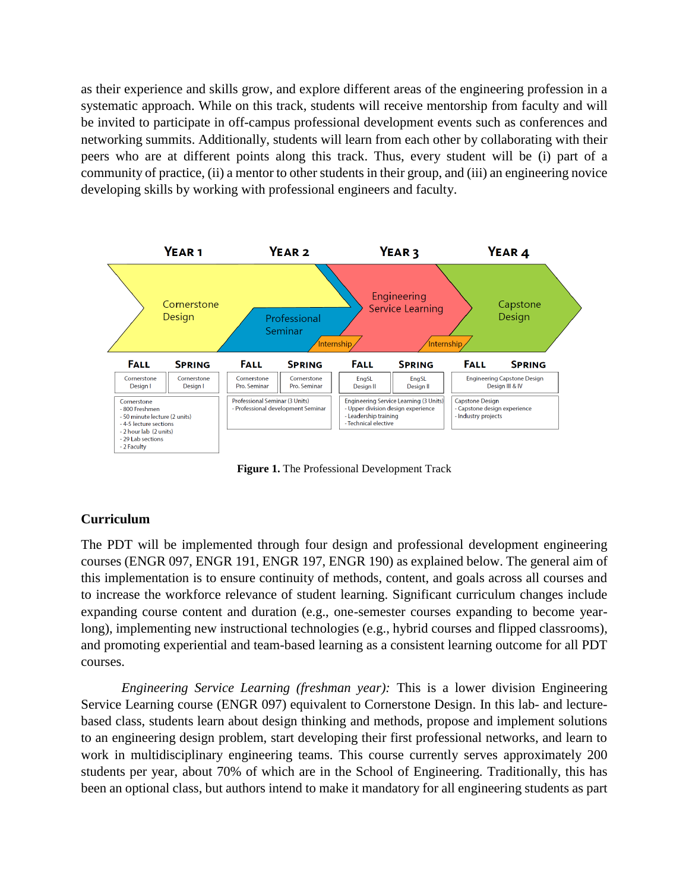as their experience and skills grow, and explore different areas of the engineering profession in a systematic approach. While on this track, students will receive mentorship from faculty and will be invited to participate in off-campus professional development events such as conferences and networking summits. Additionally, students will learn from each other by collaborating with their peers who are at different points along this track. Thus, every student will be (i) part of a community of practice, (ii) a mentor to other students in their group, and (iii) an engineering novice developing skills by working with professional engineers and faculty.

| Year 1 | | Year 2 | | Year 3 | | Year 4 | |
|---|---|---|---|---|---|---|---|
| Cornerstone Design | | Professional Seminar | Internship | Engineering Service Learning | Internship | Capstone Design | |
| **Fall** | **Spring** | **Fall** | **Spring** | **Fall** | **Spring** | **Fall** | **Spring** |
| Cornerstone Design I | Cornerstone Design I | Cornerstone Pro. Seminar | Cornerstone Pro. Seminar | EngSL Design II | EngSL Design II | Engineering Capstone Design Design III & IV | |
| Cornerstone<br>- 800 Freshmen<br>- 50 minute lecture (2 units)<br>- 4-5 lecture sections<br>- 2 hour lab (2 units)<br>- 29 Lab sections<br>- 2 Faculty | | Professional Seminar (3 Units)<br>- Professional development Seminar | | Engineering Service Learning (3 Units)<br>- Upper division design experience<br>- Leadership training<br>- Technical elective | | Capstone Design<br>- Capstone design experience<br>- Industry projects | |

**Figure 1.** The Professional Development Track

## Curriculum

The PDT will be implemented through four design and professional development engineering courses (ENGR 097, ENGR 191, ENGR 197, ENGR 190) as explained below. The general aim of this implementation is to ensure continuity of methods, content, and goals across all courses and to increase the workforce relevance of student learning. Significant curriculum changes include expanding course content and duration (e.g., one-semester courses expanding to become year-long), implementing new instructional technologies (e.g., hybrid courses and flipped classrooms), and promoting experiential and team-based learning as a consistent learning outcome for all PDT courses.

*Engineering Service Learning (freshman year):* This is a lower division Engineering Service Learning course (ENGR 097) equivalent to Cornerstone Design. In this lab- and lecture-based class, students learn about design thinking and methods, propose and implement solutions to an engineering design problem, start developing their first professional networks, and learn to work in multidisciplinary engineering teams. This course currently serves approximately 200 students per year, about 70% of which are in the School of Engineering. Traditionally, this has been an optional class, but authors intend to make it mandatory for all engineering students as part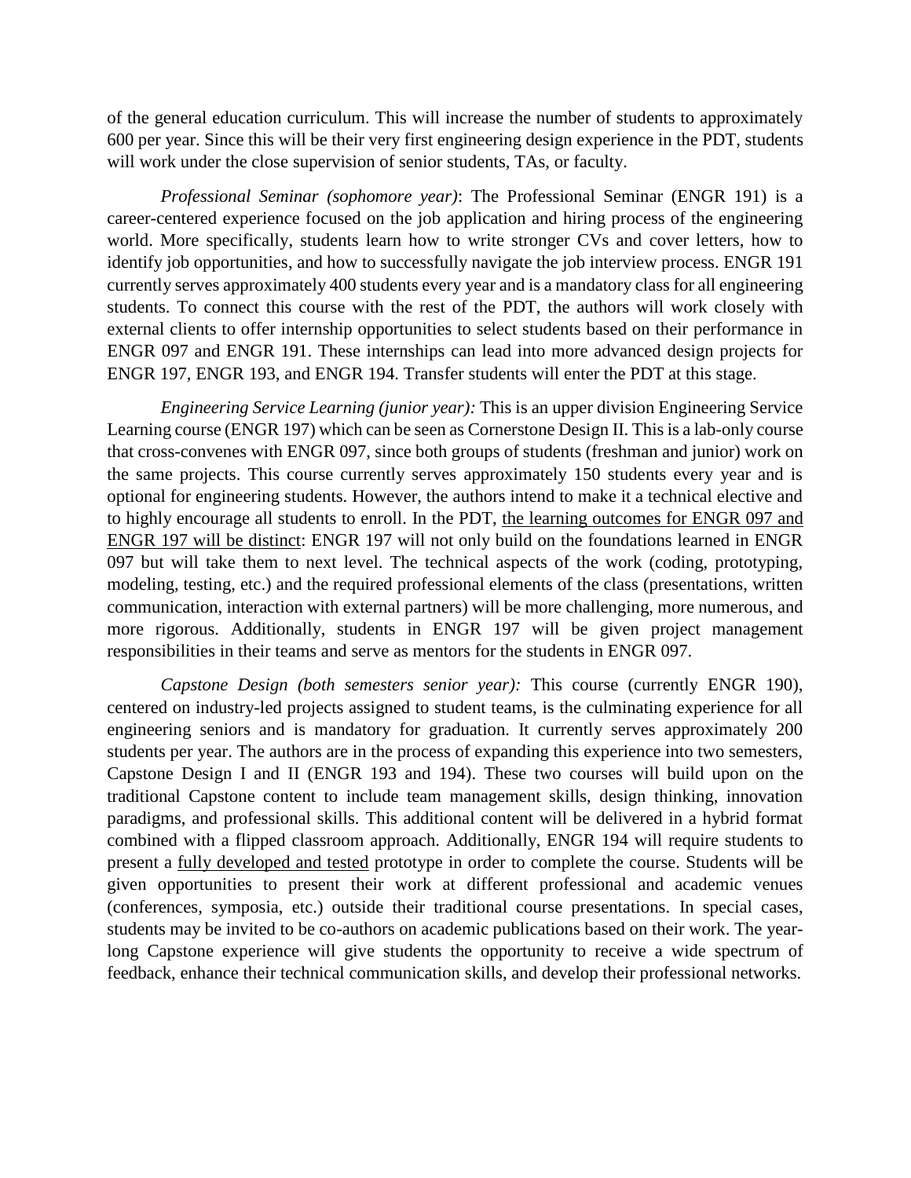of the general education curriculum. This will increase the number of students to approximately 600 per year. Since this will be their very first engineering design experience in the PDT, students will work under the close supervision of senior students, TAs, or faculty.

*Professional Seminar (sophomore year)*: The Professional Seminar (ENGR 191) is a career-centered experience focused on the job application and hiring process of the engineering world. More specifically, students learn how to write stronger CVs and cover letters, how to identify job opportunities, and how to successfully navigate the job interview process. ENGR 191 currently serves approximately 400 students every year and is a mandatory class for all engineering students. To connect this course with the rest of the PDT, the authors will work closely with external clients to offer internship opportunities to select students based on their performance in ENGR 097 and ENGR 191. These internships can lead into more advanced design projects for ENGR 197, ENGR 193, and ENGR 194. Transfer students will enter the PDT at this stage.

*Engineering Service Learning (junior year):* This is an upper division Engineering Service Learning course (ENGR 197) which can be seen as Cornerstone Design II. This is a lab-only course that cross-convenes with ENGR 097, since both groups of students (freshman and junior) work on the same projects. This course currently serves approximately 150 students every year and is optional for engineering students. However, the authors intend to make it a technical elective and to highly encourage all students to enroll. In the PDT, <u>the learning outcomes for ENGR 097 and ENGR 197 will be distinct</u>: ENGR 197 will not only build on the foundations learned in ENGR 097 but will take them to next level. The technical aspects of the work (coding, prototyping, modeling, testing, etc.) and the required professional elements of the class (presentations, written communication, interaction with external partners) will be more challenging, more numerous, and more rigorous. Additionally, students in ENGR 197 will be given project management responsibilities in their teams and serve as mentors for the students in ENGR 097.

*Capstone Design (both semesters senior year):* This course (currently ENGR 190), centered on industry-led projects assigned to student teams, is the culminating experience for all engineering seniors and is mandatory for graduation. It currently serves approximately 200 students per year. The authors are in the process of expanding this experience into two semesters, Capstone Design I and II (ENGR 193 and 194). These two courses will build upon on the traditional Capstone content to include team management skills, design thinking, innovation paradigms, and professional skills. This additional content will be delivered in a hybrid format combined with a flipped classroom approach. Additionally, ENGR 194 will require students to present a <u>fully developed and tested</u> prototype in order to complete the course. Students will be given opportunities to present their work at different professional and academic venues (conferences, symposia, etc.) outside their traditional course presentations. In special cases, students may be invited to be co-authors on academic publications based on their work. The year-long Capstone experience will give students the opportunity to receive a wide spectrum of feedback, enhance their technical communication skills, and develop their professional networks.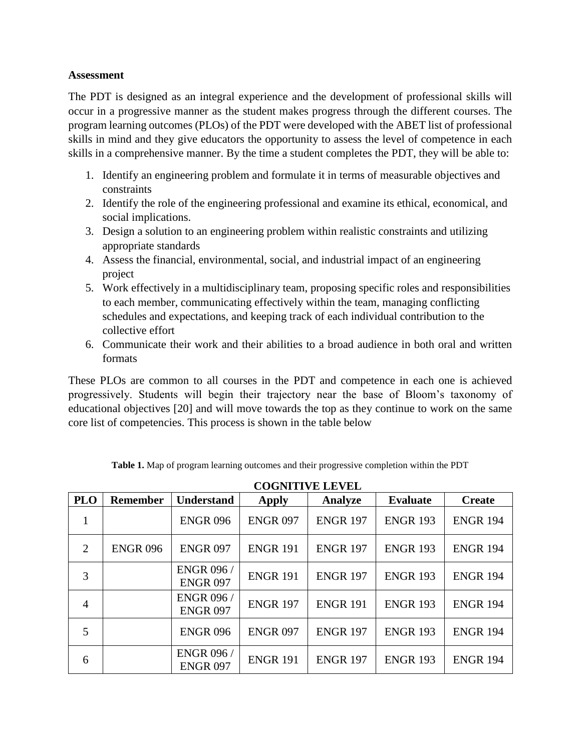**Assessment**

The PDT is designed as an integral experience and the development of professional skills will occur in a progressive manner as the student makes progress through the different courses. The program learning outcomes (PLOs) of the PDT were developed with the ABET list of professional skills in mind and they give educators the opportunity to assess the level of competence in each skills in a comprehensive manner. By the time a student completes the PDT, they will be able to:

1. Identify an engineering problem and formulate it in terms of measurable objectives and constraints
2. Identify the role of the engineering professional and examine its ethical, economical, and social implications.
3. Design a solution to an engineering problem within realistic constraints and utilizing appropriate standards
4. Assess the financial, environmental, social, and industrial impact of an engineering project
5. Work effectively in a multidisciplinary team, proposing specific roles and responsibilities to each member, communicating effectively within the team, managing conflicting schedules and expectations, and keeping track of each individual contribution to the collective effort
6. Communicate their work and their abilities to a broad audience in both oral and written formats

These PLOs are common to all courses in the PDT and competence in each one is achieved progressively. Students will begin their trajectory near the base of Bloom's taxonomy of educational objectives [20] and will move towards the top as they continue to work on the same core list of competencies. This process is shown in the table below

**Table 1.** Map of program learning outcomes and their progressive completion within the PDT

| | COGNITIVE LEVEL | | | | | |
|---|---|---|---|---|---|---|
| **PLO** | **Remember** | **Understand** | **Apply** | **Analyze** | **Evaluate** | **Create** |
| 1 | | ENGR 096 | ENGR 097 | ENGR 197 | ENGR 193 | ENGR 194 |
| 2 | ENGR 096 | ENGR 097 | ENGR 191 | ENGR 197 | ENGR 193 | ENGR 194 |
| 3 | | ENGR 096 / ENGR 097 | ENGR 191 | ENGR 197 | ENGR 193 | ENGR 194 |
| 4 | | ENGR 096 / ENGR 097 | ENGR 197 | ENGR 191 | ENGR 193 | ENGR 194 |
| 5 | | ENGR 096 | ENGR 097 | ENGR 197 | ENGR 193 | ENGR 194 |
| 6 | | ENGR 096 / ENGR 097 | ENGR 191 | ENGR 197 | ENGR 193 | ENGR 194 |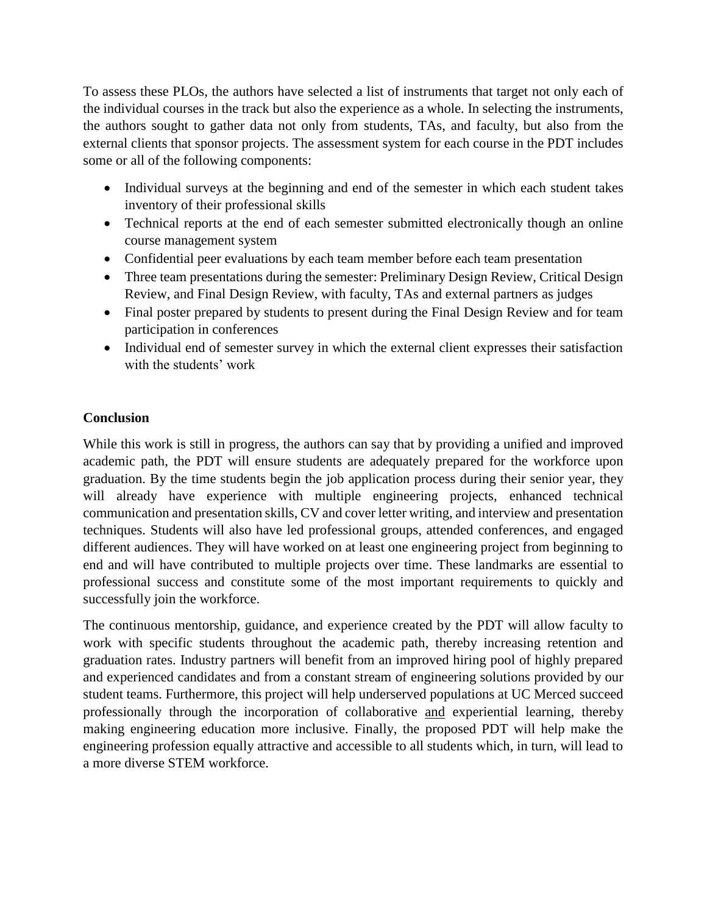To assess these PLOs, the authors have selected a list of instruments that target not only each of the individual courses in the track but also the experience as a whole. In selecting the instruments, the authors sought to gather data not only from students, TAs, and faculty, but also from the external clients that sponsor projects. The assessment system for each course in the PDT includes some or all of the following components:

- Individual surveys at the beginning and end of the semester in which each student takes inventory of their professional skills
- Technical reports at the end of each semester submitted electronically though an online course management system
- Confidential peer evaluations by each team member before each team presentation
- Three team presentations during the semester: Preliminary Design Review, Critical Design Review, and Final Design Review, with faculty, TAs and external partners as judges
- Final poster prepared by students to present during the Final Design Review and for team participation in conferences
- Individual end of semester survey in which the external client expresses their satisfaction with the students' work

**Conclusion**

While this work is still in progress, the authors can say that by providing a unified and improved academic path, the PDT will ensure students are adequately prepared for the workforce upon graduation. By the time students begin the job application process during their senior year, they will already have experience with multiple engineering projects, enhanced technical communication and presentation skills, CV and cover letter writing, and interview and presentation techniques. Students will also have led professional groups, attended conferences, and engaged different audiences. They will have worked on at least one engineering project from beginning to end and will have contributed to multiple projects over time. These landmarks are essential to professional success and constitute some of the most important requirements to quickly and successfully join the workforce.

The continuous mentorship, guidance, and experience created by the PDT will allow faculty to work with specific students throughout the academic path, thereby increasing retention and graduation rates. Industry partners will benefit from an improved hiring pool of highly prepared and experienced candidates and from a constant stream of engineering solutions provided by our student teams. Furthermore, this project will help underserved populations at UC Merced succeed professionally through the incorporation of collaborative and experiential learning, thereby making engineering education more inclusive. Finally, the proposed PDT will help make the engineering profession equally attractive and accessible to all students which, in turn, will lead to a more diverse STEM workforce.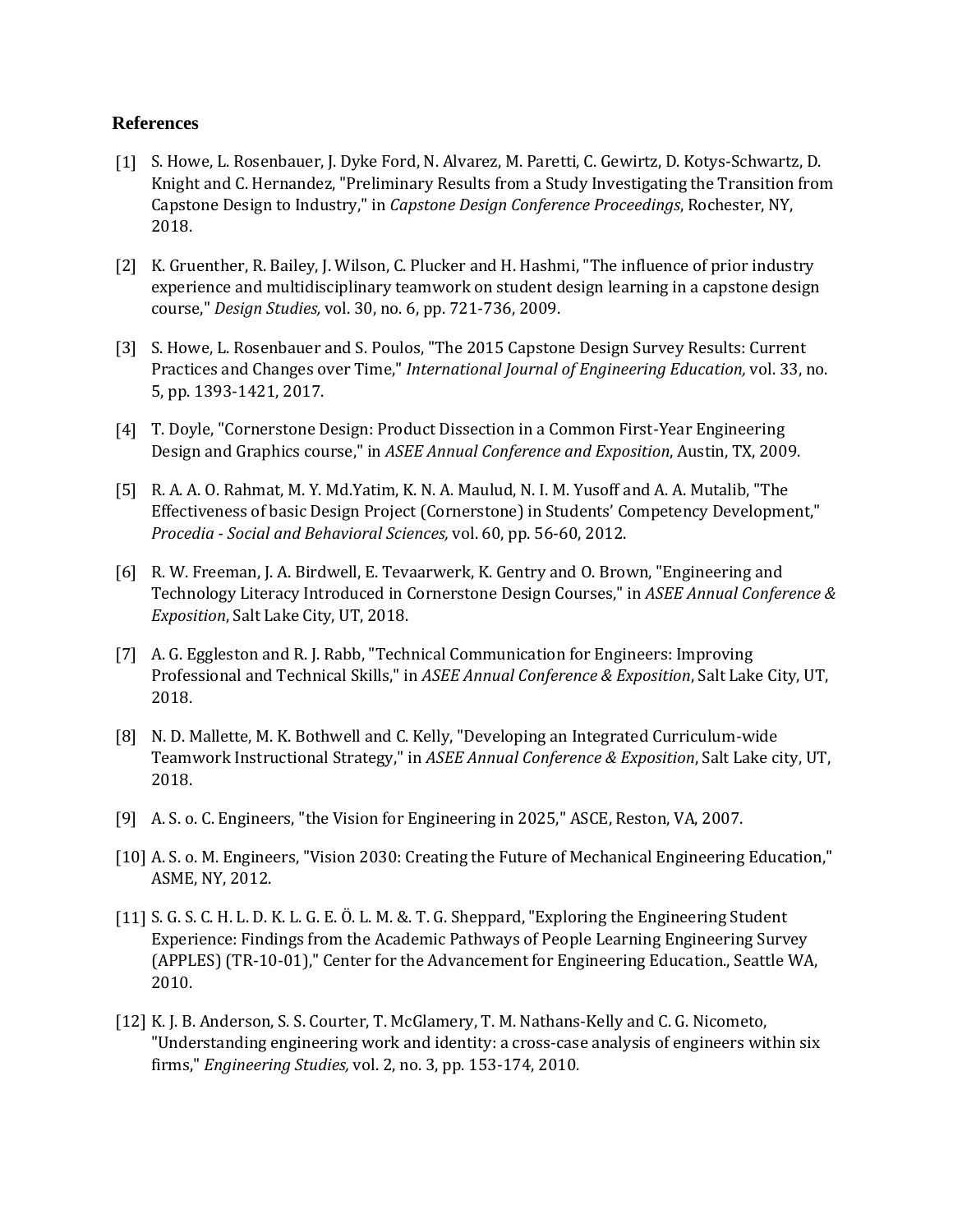## References

[1] S. Howe, L. Rosenbauer, J. Dyke Ford, N. Alvarez, M. Paretti, C. Gewirtz, D. Kotys-Schwartz, D. Knight and C. Hernandez, "Preliminary Results from a Study Investigating the Transition from Capstone Design to Industry," in *Capstone Design Conference Proceedings*, Rochester, NY, 2018.

[2] K. Gruenther, R. Bailey, J. Wilson, C. Plucker and H. Hashmi, "The influence of prior industry experience and multidisciplinary teamwork on student design learning in a capstone design course," *Design Studies,* vol. 30, no. 6, pp. 721-736, 2009.

[3] S. Howe, L. Rosenbauer and S. Poulos, "The 2015 Capstone Design Survey Results: Current Practices and Changes over Time," *International Journal of Engineering Education,* vol. 33, no. 5, pp. 1393-1421, 2017.

[4] T. Doyle, "Cornerstone Design: Product Dissection in a Common First-Year Engineering Design and Graphics course," in *ASEE Annual Conference and Exposition*, Austin, TX, 2009.

[5] R. A. A. O. Rahmat, M. Y. Md.Yatim, K. N. A. Maulud, N. I. M. Yusoff and A. A. Mutalib, "The Effectiveness of basic Design Project (Cornerstone) in Students' Competency Development," *Procedia - Social and Behavioral Sciences,* vol. 60, pp. 56-60, 2012.

[6] R. W. Freeman, J. A. Birdwell, E. Tevaarwerk, K. Gentry and O. Brown, "Engineering and Technology Literacy Introduced in Cornerstone Design Courses," in *ASEE Annual Conference & Exposition*, Salt Lake City, UT, 2018.

[7] A. G. Eggleston and R. J. Rabb, "Technical Communication for Engineers: Improving Professional and Technical Skills," in *ASEE Annual Conference & Exposition*, Salt Lake City, UT, 2018.

[8] N. D. Mallette, M. K. Bothwell and C. Kelly, "Developing an Integrated Curriculum-wide Teamwork Instructional Strategy," in *ASEE Annual Conference & Exposition*, Salt Lake city, UT, 2018.

[9] A. S. o. C. Engineers, "the Vision for Engineering in 2025," ASCE, Reston, VA, 2007.

[10] A. S. o. M. Engineers, "Vision 2030: Creating the Future of Mechanical Engineering Education," ASME, NY, 2012.

[11] S. G. S. C. H. L. D. K. L. G. E. Ö. L. M. &. T. G. Sheppard, "Exploring the Engineering Student Experience: Findings from the Academic Pathways of People Learning Engineering Survey (APPLES) (TR-10-01)," Center for the Advancement for Engineering Education., Seattle WA, 2010.

[12] K. J. B. Anderson, S. S. Courter, T. McGlamery, T. M. Nathans-Kelly and C. G. Nicometo, "Understanding engineering work and identity: a cross-case analysis of engineers within six firms," *Engineering Studies,* vol. 2, no. 3, pp. 153-174, 2010.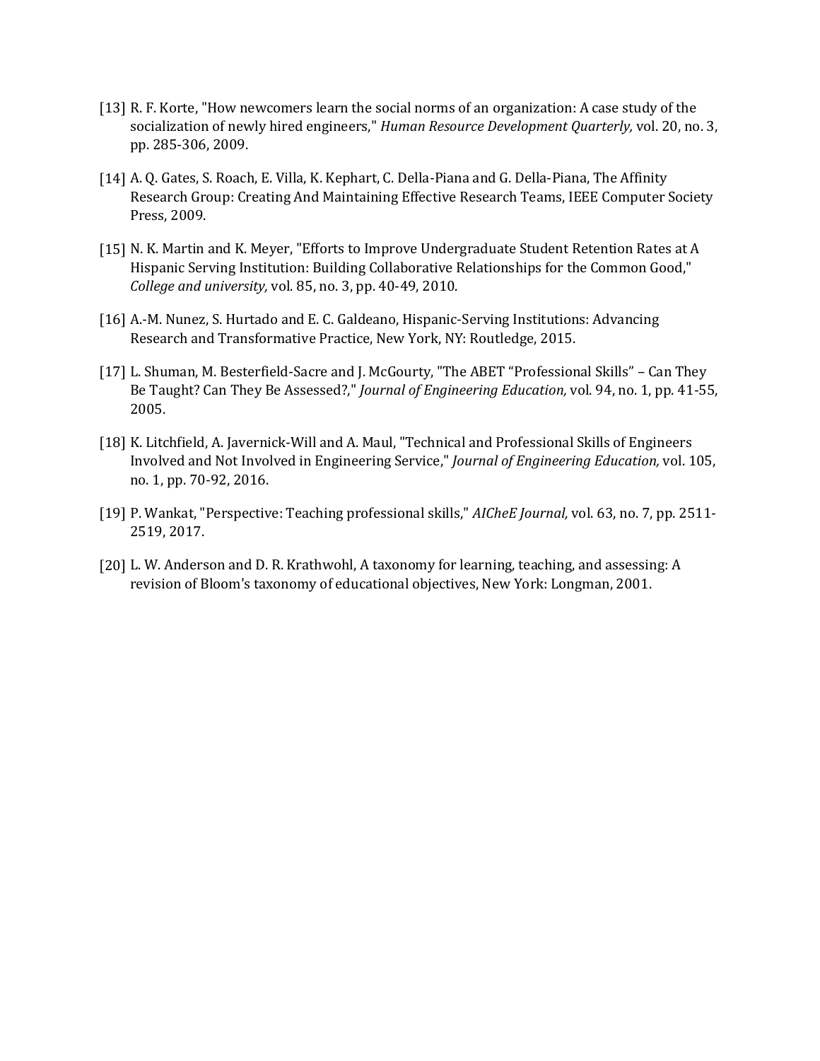[13] R. F. Korte, "How newcomers learn the social norms of an organization: A case study of the socialization of newly hired engineers," *Human Resource Development Quarterly,* vol. 20, no. 3, pp. 285-306, 2009.

[14] A. Q. Gates, S. Roach, E. Villa, K. Kephart, C. Della-Piana and G. Della-Piana, The Affinity Research Group: Creating And Maintaining Effective Research Teams, IEEE Computer Society Press, 2009.

[15] N. K. Martin and K. Meyer, "Efforts to Improve Undergraduate Student Retention Rates at A Hispanic Serving Institution: Building Collaborative Relationships for the Common Good," *College and university,* vol. 85, no. 3, pp. 40-49, 2010.

[16] A.-M. Nunez, S. Hurtado and E. C. Galdeano, Hispanic-Serving Institutions: Advancing Research and Transformative Practice, New York, NY: Routledge, 2015.

[17] L. Shuman, M. Besterfield-Sacre and J. McGourty, "The ABET "Professional Skills" – Can They Be Taught? Can They Be Assessed?," *Journal of Engineering Education,* vol. 94, no. 1, pp. 41-55, 2005.

[18] K. Litchfield, A. Javernick-Will and A. Maul, "Technical and Professional Skills of Engineers Involved and Not Involved in Engineering Service," *Journal of Engineering Education,* vol. 105, no. 1, pp. 70-92, 2016.

[19] P. Wankat, "Perspective: Teaching professional skills," *AIChE Journal,* vol. 63, no. 7, pp. 2511-2519, 2017.

[20] L. W. Anderson and D. R. Krathwohl, A taxonomy for learning, teaching, and assessing: A revision of Bloom's taxonomy of educational objectives, New York: Longman, 2001.